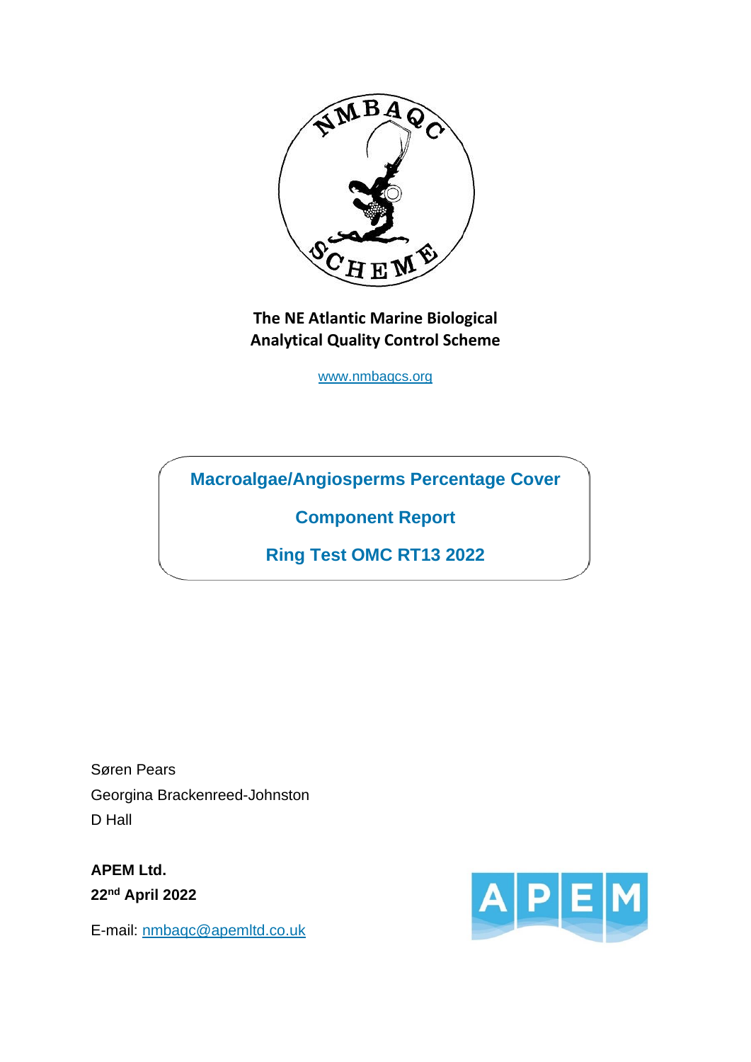NMBAQC SCHEME

**The NE Atlantic Marine Biological Analytical Quality Control Scheme**

www.nmbaqcs.org

# Macroalgae/Angiosperms Percentage Cover

## Component Report

## Ring Test OMC RT13 2022

Søren Pears

Georgina Brackenreed-Johnston

D Hall

**APEM Ltd.**

**22nd April 2022**

E-mail: nmbaqc@apemltd.co.uk

APEM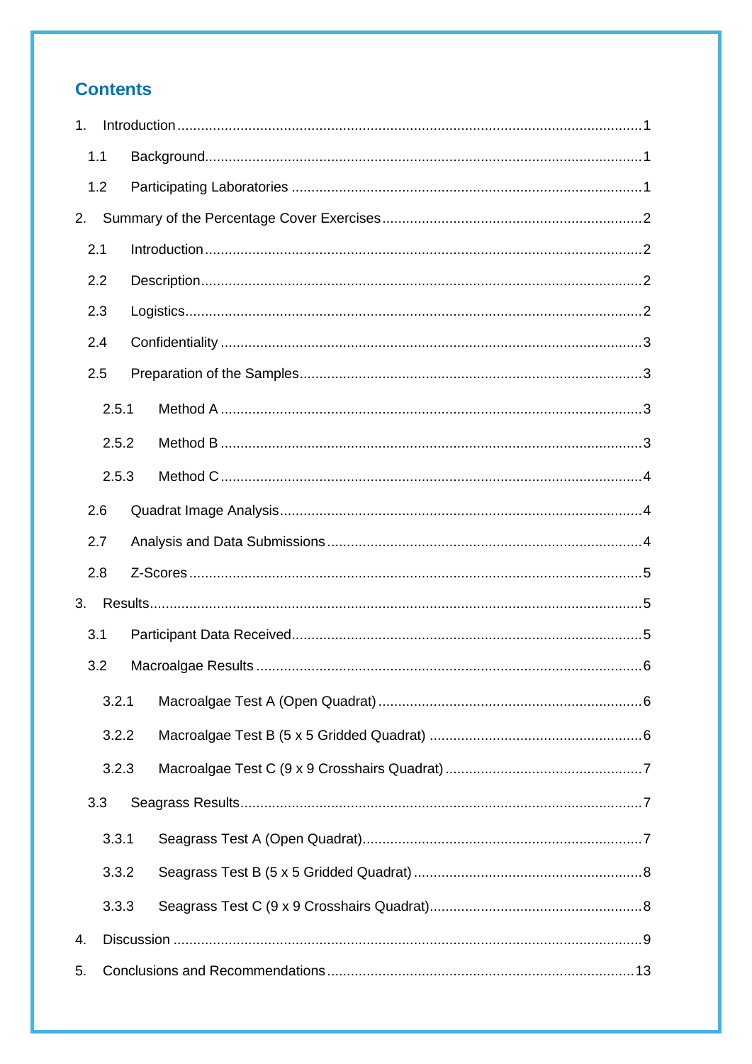## Contents

1. Introduction ..... 1
   - 1.1 Background ..... 1
   - 1.2 Participating Laboratories ..... 1
2. Summary of the Percentage Cover Exercises ..... 2
   - 2.1 Introduction ..... 2
   - 2.2 Description ..... 2
   - 2.3 Logistics ..... 2
   - 2.4 Confidentiality ..... 3
   - 2.5 Preparation of the Samples ..... 3
     - 2.5.1 Method A ..... 3
     - 2.5.2 Method B ..... 3
     - 2.5.3 Method C ..... 4
   - 2.6 Quadrat Image Analysis ..... 4
   - 2.7 Analysis and Data Submissions ..... 4
   - 2.8 Z-Scores ..... 5
3. Results ..... 5
   - 3.1 Participant Data Received ..... 5
   - 3.2 Macroalgae Results ..... 6
     - 3.2.1 Macroalgae Test A (Open Quadrat) ..... 6
     - 3.2.2 Macroalgae Test B (5 x 5 Gridded Quadrat) ..... 6
     - 3.2.3 Macroalgae Test C (9 x 9 Crosshairs Quadrat) ..... 7
   - 3.3 Seagrass Results ..... 7
     - 3.3.1 Seagrass Test A (Open Quadrat) ..... 7
     - 3.3.2 Seagrass Test B (5 x 5 Gridded Quadrat) ..... 8
     - 3.3.3 Seagrass Test C (9 x 9 Crosshairs Quadrat) ..... 8
4. Discussion ..... 9
5. Conclusions and Recommendations ..... 13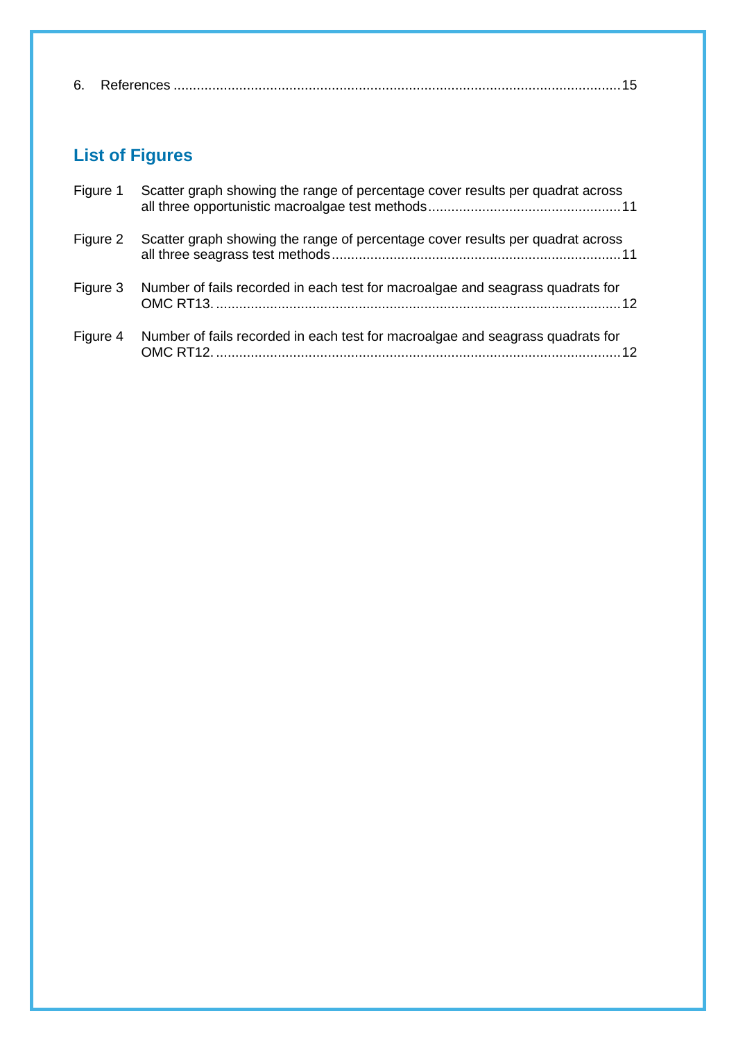6. References ....................................................................................................................15

## List of Figures

Figure 1 Scatter graph showing the range of percentage cover results per quadrat across all three opportunistic macroalgae test methods..................................................11

Figure 2 Scatter graph showing the range of percentage cover results per quadrat across all three seagrass test methods...........................................................................11

Figure 3 Number of fails recorded in each test for macroalgae and seagrass quadrats for OMC RT13. .........................................................................................................12

Figure 4 Number of fails recorded in each test for macroalgae and seagrass quadrats for OMC RT12. .........................................................................................................12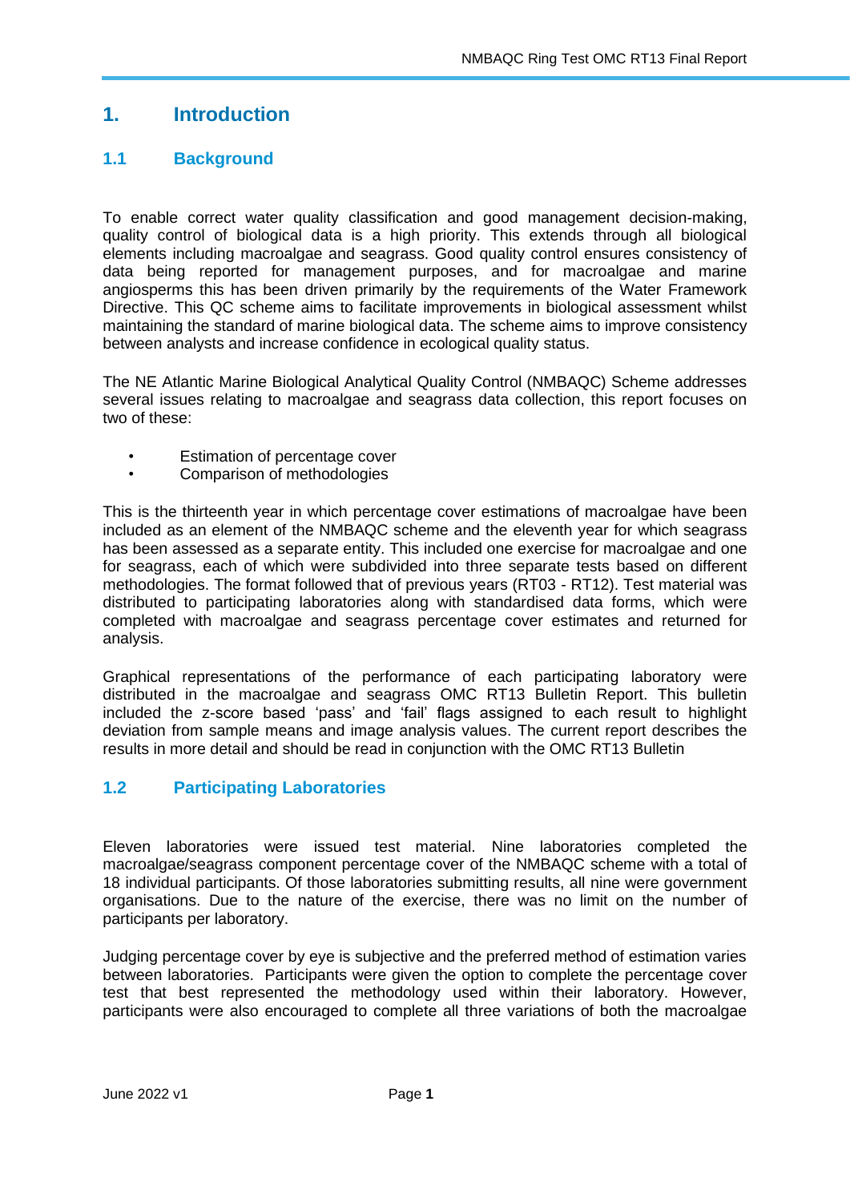# 1. Introduction

## 1.1 Background

To enable correct water quality classification and good management decision-making, quality control of biological data is a high priority. This extends through all biological elements including macroalgae and seagrass. Good quality control ensures consistency of data being reported for management purposes, and for macroalgae and marine angiosperms this has been driven primarily by the requirements of the Water Framework Directive. This QC scheme aims to facilitate improvements in biological assessment whilst maintaining the standard of marine biological data. The scheme aims to improve consistency between analysts and increase confidence in ecological quality status.

The NE Atlantic Marine Biological Analytical Quality Control (NMBAQC) Scheme addresses several issues relating to macroalgae and seagrass data collection, this report focuses on two of these:

- Estimation of percentage cover
- Comparison of methodologies

This is the thirteenth year in which percentage cover estimations of macroalgae have been included as an element of the NMBAQC scheme and the eleventh year for which seagrass has been assessed as a separate entity. This included one exercise for macroalgae and one for seagrass, each of which were subdivided into three separate tests based on different methodologies. The format followed that of previous years (RT03 - RT12). Test material was distributed to participating laboratories along with standardised data forms, which were completed with macroalgae and seagrass percentage cover estimates and returned for analysis.

Graphical representations of the performance of each participating laboratory were distributed in the macroalgae and seagrass OMC RT13 Bulletin Report. This bulletin included the z-score based 'pass' and 'fail' flags assigned to each result to highlight deviation from sample means and image analysis values. The current report describes the results in more detail and should be read in conjunction with the OMC RT13 Bulletin

## 1.2 Participating Laboratories

Eleven laboratories were issued test material. Nine laboratories completed the macroalgae/seagrass component percentage cover of the NMBAQC scheme with a total of 18 individual participants. Of those laboratories submitting results, all nine were government organisations. Due to the nature of the exercise, there was no limit on the number of participants per laboratory.

Judging percentage cover by eye is subjective and the preferred method of estimation varies between laboratories. Participants were given the option to complete the percentage cover test that best represented the methodology used within their laboratory. However, participants were also encouraged to complete all three variations of both the macroalgae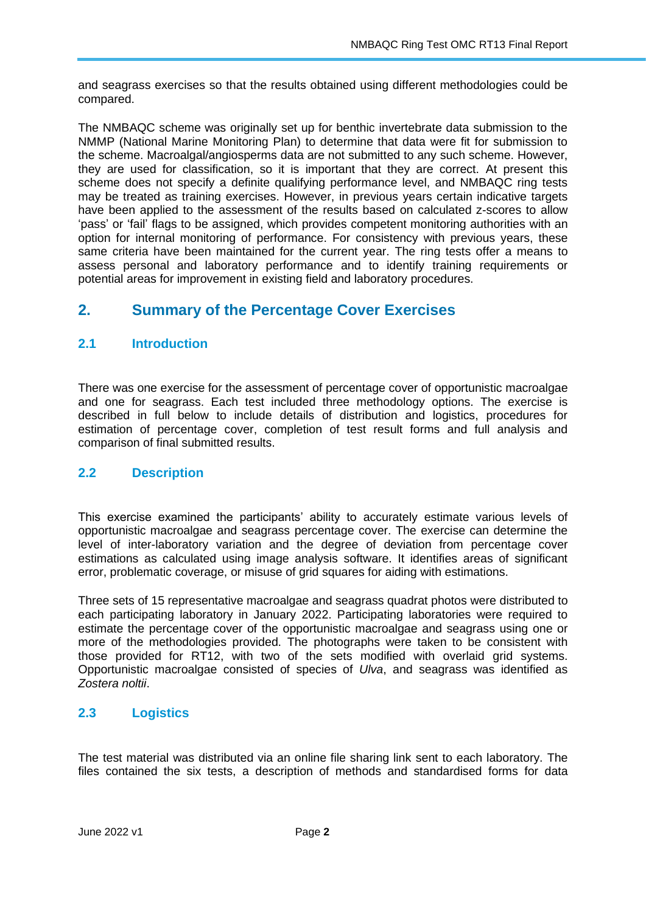and seagrass exercises so that the results obtained using different methodologies could be compared.

The NMBAQC scheme was originally set up for benthic invertebrate data submission to the NMMP (National Marine Monitoring Plan) to determine that data were fit for submission to the scheme. Macroalgal/angiosperms data are not submitted to any such scheme. However, they are used for classification, so it is important that they are correct. At present this scheme does not specify a definite qualifying performance level, and NMBAQC ring tests may be treated as training exercises. However, in previous years certain indicative targets have been applied to the assessment of the results based on calculated z-scores to allow 'pass' or 'fail' flags to be assigned, which provides competent monitoring authorities with an option for internal monitoring of performance. For consistency with previous years, these same criteria have been maintained for the current year. The ring tests offer a means to assess personal and laboratory performance and to identify training requirements or potential areas for improvement in existing field and laboratory procedures.

## 2. Summary of the Percentage Cover Exercises

### 2.1 Introduction

There was one exercise for the assessment of percentage cover of opportunistic macroalgae and one for seagrass. Each test included three methodology options. The exercise is described in full below to include details of distribution and logistics, procedures for estimation of percentage cover, completion of test result forms and full analysis and comparison of final submitted results.

### 2.2 Description

This exercise examined the participants' ability to accurately estimate various levels of opportunistic macroalgae and seagrass percentage cover. The exercise can determine the level of inter-laboratory variation and the degree of deviation from percentage cover estimations as calculated using image analysis software. It identifies areas of significant error, problematic coverage, or misuse of grid squares for aiding with estimations.

Three sets of 15 representative macroalgae and seagrass quadrat photos were distributed to each participating laboratory in January 2022. Participating laboratories were required to estimate the percentage cover of the opportunistic macroalgae and seagrass using one or more of the methodologies provided. The photographs were taken to be consistent with those provided for RT12, with two of the sets modified with overlaid grid systems. Opportunistic macroalgae consisted of species of *Ulva*, and seagrass was identified as *Zostera noltii*.

### 2.3 Logistics

The test material was distributed via an online file sharing link sent to each laboratory. The files contained the six tests, a description of methods and standardised forms for data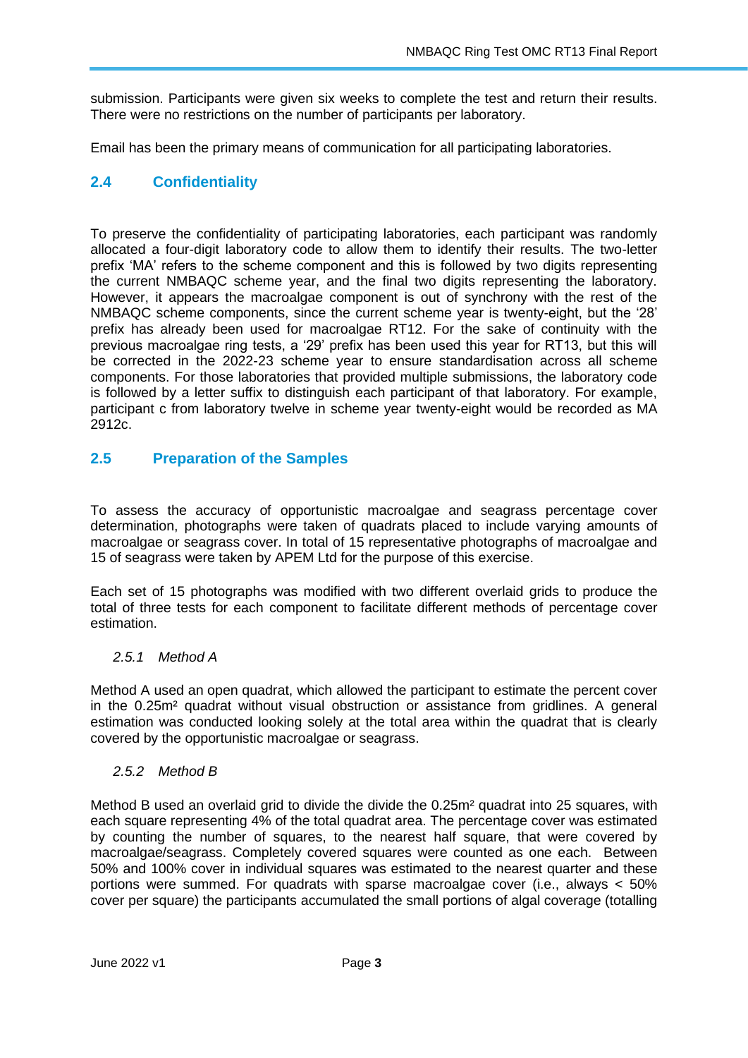submission. Participants were given six weeks to complete the test and return their results. There were no restrictions on the number of participants per laboratory.

Email has been the primary means of communication for all participating laboratories.

## 2.4 Confidentiality

To preserve the confidentiality of participating laboratories, each participant was randomly allocated a four-digit laboratory code to allow them to identify their results. The two-letter prefix 'MA' refers to the scheme component and this is followed by two digits representing the current NMBAQC scheme year, and the final two digits representing the laboratory. However, it appears the macroalgae component is out of synchrony with the rest of the NMBAQC scheme components, since the current scheme year is twenty-eight, but the '28' prefix has already been used for macroalgae RT12. For the sake of continuity with the previous macroalgae ring tests, a '29' prefix has been used this year for RT13, but this will be corrected in the 2022-23 scheme year to ensure standardisation across all scheme components. For those laboratories that provided multiple submissions, the laboratory code is followed by a letter suffix to distinguish each participant of that laboratory. For example, participant c from laboratory twelve in scheme year twenty-eight would be recorded as MA 2912c.

## 2.5 Preparation of the Samples

To assess the accuracy of opportunistic macroalgae and seagrass percentage cover determination, photographs were taken of quadrats placed to include varying amounts of macroalgae or seagrass cover. In total of 15 representative photographs of macroalgae and 15 of seagrass were taken by APEM Ltd for the purpose of this exercise.

Each set of 15 photographs was modified with two different overlaid grids to produce the total of three tests for each component to facilitate different methods of percentage cover estimation.

### *2.5.1 Method A*

Method A used an open quadrat, which allowed the participant to estimate the percent cover in the 0.25m² quadrat without visual obstruction or assistance from gridlines. A general estimation was conducted looking solely at the total area within the quadrat that is clearly covered by the opportunistic macroalgae or seagrass.

### *2.5.2 Method B*

Method B used an overlaid grid to divide the divide the 0.25m² quadrat into 25 squares, with each square representing 4% of the total quadrat area. The percentage cover was estimated by counting the number of squares, to the nearest half square, that were covered by macroalgae/seagrass. Completely covered squares were counted as one each. Between 50% and 100% cover in individual squares was estimated to the nearest quarter and these portions were summed. For quadrats with sparse macroalgae cover (i.e., always < 50% cover per square) the participants accumulated the small portions of algal coverage (totalling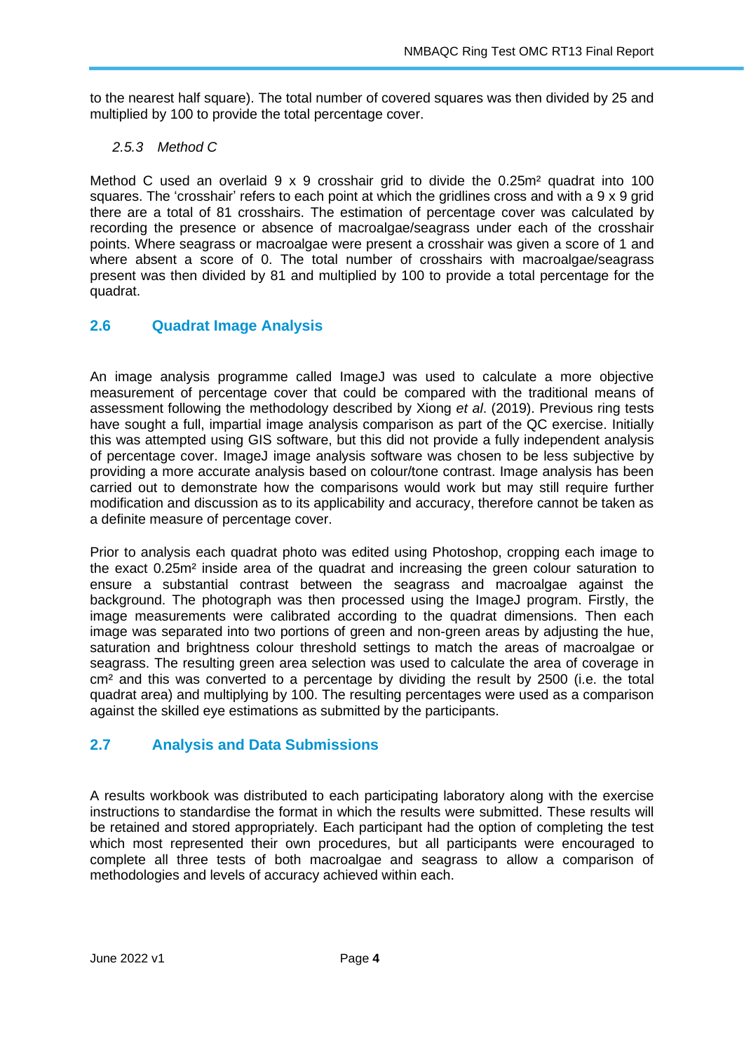to the nearest half square). The total number of covered squares was then divided by 25 and multiplied by 100 to provide the total percentage cover.

#### *2.5.3 Method C*

Method C used an overlaid 9 x 9 crosshair grid to divide the 0.25m² quadrat into 100 squares. The 'crosshair' refers to each point at which the gridlines cross and with a 9 x 9 grid there are a total of 81 crosshairs. The estimation of percentage cover was calculated by recording the presence or absence of macroalgae/seagrass under each of the crosshair points. Where seagrass or macroalgae were present a crosshair was given a score of 1 and where absent a score of 0. The total number of crosshairs with macroalgae/seagrass present was then divided by 81 and multiplied by 100 to provide a total percentage for the quadrat.

## 2.6 Quadrat Image Analysis

An image analysis programme called ImageJ was used to calculate a more objective measurement of percentage cover that could be compared with the traditional means of assessment following the methodology described by Xiong *et al*. (2019). Previous ring tests have sought a full, impartial image analysis comparison as part of the QC exercise. Initially this was attempted using GIS software, but this did not provide a fully independent analysis of percentage cover. ImageJ image analysis software was chosen to be less subjective by providing a more accurate analysis based on colour/tone contrast. Image analysis has been carried out to demonstrate how the comparisons would work but may still require further modification and discussion as to its applicability and accuracy, therefore cannot be taken as a definite measure of percentage cover.

Prior to analysis each quadrat photo was edited using Photoshop, cropping each image to the exact 0.25m² inside area of the quadrat and increasing the green colour saturation to ensure a substantial contrast between the seagrass and macroalgae against the background. The photograph was then processed using the ImageJ program. Firstly, the image measurements were calibrated according to the quadrat dimensions. Then each image was separated into two portions of green and non-green areas by adjusting the hue, saturation and brightness colour threshold settings to match the areas of macroalgae or seagrass. The resulting green area selection was used to calculate the area of coverage in cm² and this was converted to a percentage by dividing the result by 2500 (i.e. the total quadrat area) and multiplying by 100. The resulting percentages were used as a comparison against the skilled eye estimations as submitted by the participants.

## 2.7 Analysis and Data Submissions

A results workbook was distributed to each participating laboratory along with the exercise instructions to standardise the format in which the results were submitted. These results will be retained and stored appropriately. Each participant had the option of completing the test which most represented their own procedures, but all participants were encouraged to complete all three tests of both macroalgae and seagrass to allow a comparison of methodologies and levels of accuracy achieved within each.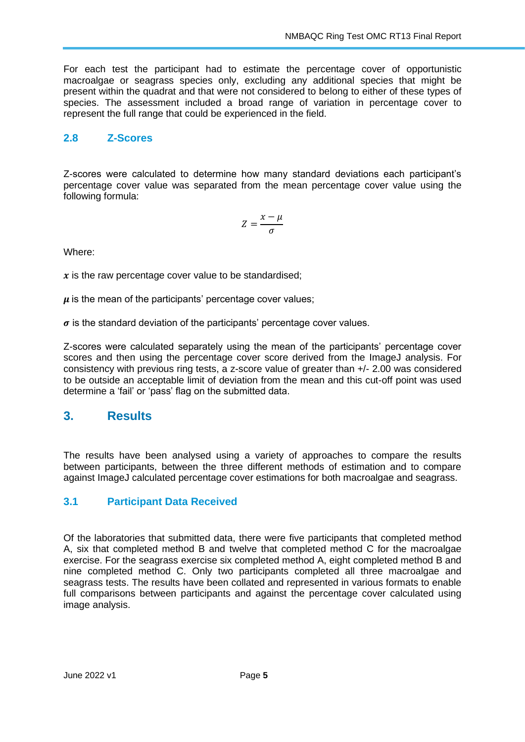For each test the participant had to estimate the percentage cover of opportunistic macroalgae or seagrass species only, excluding any additional species that might be present within the quadrat and that were not considered to belong to either of these types of species. The assessment included a broad range of variation in percentage cover to represent the full range that could be experienced in the field.

### 2.8 Z-Scores

Z-scores were calculated to determine how many standard deviations each participant's percentage cover value was separated from the mean percentage cover value using the following formula:

$$Z = \frac{x - \mu}{\sigma}$$

Where:

$\boldsymbol{x}$ is the raw percentage cover value to be standardised;

$\boldsymbol{\mu}$ is the mean of the participants' percentage cover values;

$\boldsymbol{\sigma}$ is the standard deviation of the participants' percentage cover values.

Z-scores were calculated separately using the mean of the participants' percentage cover scores and then using the percentage cover score derived from the ImageJ analysis. For consistency with previous ring tests, a z-score value of greater than +/- 2.00 was considered to be outside an acceptable limit of deviation from the mean and this cut-off point was used determine a 'fail' or 'pass' flag on the submitted data.

## 3. Results

The results have been analysed using a variety of approaches to compare the results between participants, between the three different methods of estimation and to compare against ImageJ calculated percentage cover estimations for both macroalgae and seagrass.

### 3.1 Participant Data Received

Of the laboratories that submitted data, there were five participants that completed method A, six that completed method B and twelve that completed method C for the macroalgae exercise. For the seagrass exercise six completed method A, eight completed method B and nine completed method C. Only two participants completed all three macroalgae and seagrass tests. The results have been collated and represented in various formats to enable full comparisons between participants and against the percentage cover calculated using image analysis.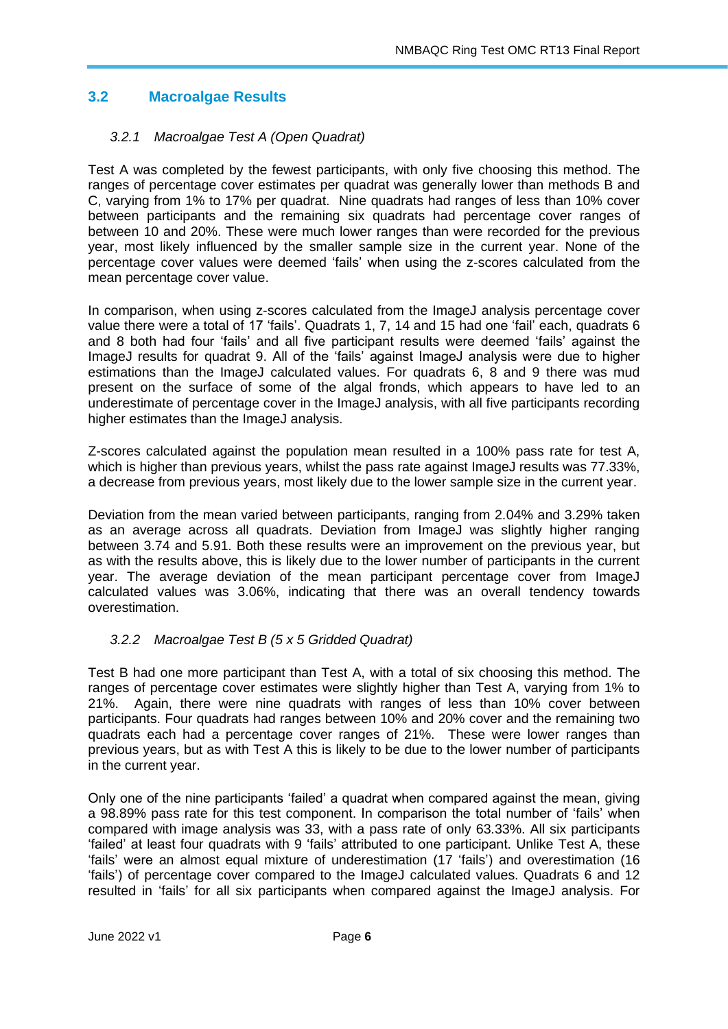## 3.2 Macroalgae Results

### *3.2.1 Macroalgae Test A (Open Quadrat)*

Test A was completed by the fewest participants, with only five choosing this method. The ranges of percentage cover estimates per quadrat was generally lower than methods B and C, varying from 1% to 17% per quadrat. Nine quadrats had ranges of less than 10% cover between participants and the remaining six quadrats had percentage cover ranges of between 10 and 20%. These were much lower ranges than were recorded for the previous year, most likely influenced by the smaller sample size in the current year. None of the percentage cover values were deemed 'fails' when using the z-scores calculated from the mean percentage cover value.

In comparison, when using z-scores calculated from the ImageJ analysis percentage cover value there were a total of 17 'fails'. Quadrats 1, 7, 14 and 15 had one 'fail' each, quadrats 6 and 8 both had four 'fails' and all five participant results were deemed 'fails' against the ImageJ results for quadrat 9. All of the 'fails' against ImageJ analysis were due to higher estimations than the ImageJ calculated values. For quadrats 6, 8 and 9 there was mud present on the surface of some of the algal fronds, which appears to have led to an underestimate of percentage cover in the ImageJ analysis, with all five participants recording higher estimates than the ImageJ analysis.

Z-scores calculated against the population mean resulted in a 100% pass rate for test A, which is higher than previous years, whilst the pass rate against ImageJ results was 77.33%, a decrease from previous years, most likely due to the lower sample size in the current year.

Deviation from the mean varied between participants, ranging from 2.04% and 3.29% taken as an average across all quadrats. Deviation from ImageJ was slightly higher ranging between 3.74 and 5.91. Both these results were an improvement on the previous year, but as with the results above, this is likely due to the lower number of participants in the current year. The average deviation of the mean participant percentage cover from ImageJ calculated values was 3.06%, indicating that there was an overall tendency towards overestimation.

### *3.2.2 Macroalgae Test B (5 x 5 Gridded Quadrat)*

Test B had one more participant than Test A, with a total of six choosing this method. The ranges of percentage cover estimates were slightly higher than Test A, varying from 1% to 21%. Again, there were nine quadrats with ranges of less than 10% cover between participants. Four quadrats had ranges between 10% and 20% cover and the remaining two quadrats each had a percentage cover ranges of 21%. These were lower ranges than previous years, but as with Test A this is likely to be due to the lower number of participants in the current year.

Only one of the nine participants 'failed' a quadrat when compared against the mean, giving a 98.89% pass rate for this test component. In comparison the total number of 'fails' when compared with image analysis was 33, with a pass rate of only 63.33%. All six participants 'failed' at least four quadrats with 9 'fails' attributed to one participant. Unlike Test A, these 'fails' were an almost equal mixture of underestimation (17 'fails') and overestimation (16 'fails') of percentage cover compared to the ImageJ calculated values. Quadrats 6 and 12 resulted in 'fails' for all six participants when compared against the ImageJ analysis. For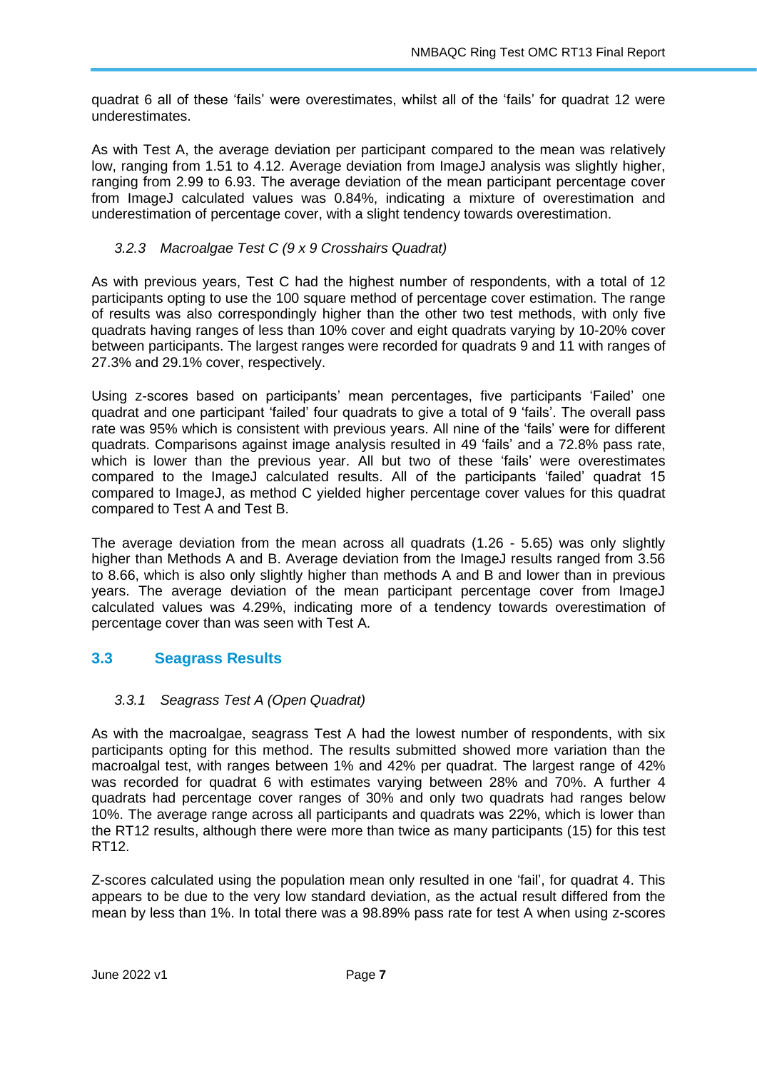quadrat 6 all of these 'fails' were overestimates, whilst all of the 'fails' for quadrat 12 were underestimates.

As with Test A, the average deviation per participant compared to the mean was relatively low, ranging from 1.51 to 4.12. Average deviation from ImageJ analysis was slightly higher, ranging from 2.99 to 6.93. The average deviation of the mean participant percentage cover from ImageJ calculated values was 0.84%, indicating a mixture of overestimation and underestimation of percentage cover, with a slight tendency towards overestimation.

#### *3.2.3 Macroalgae Test C (9 x 9 Crosshairs Quadrat)*

As with previous years, Test C had the highest number of respondents, with a total of 12 participants opting to use the 100 square method of percentage cover estimation. The range of results was also correspondingly higher than the other two test methods, with only five quadrats having ranges of less than 10% cover and eight quadrats varying by 10-20% cover between participants. The largest ranges were recorded for quadrats 9 and 11 with ranges of 27.3% and 29.1% cover, respectively.

Using z-scores based on participants' mean percentages, five participants 'Failed' one quadrat and one participant 'failed' four quadrats to give a total of 9 'fails'. The overall pass rate was 95% which is consistent with previous years. All nine of the 'fails' were for different quadrats. Comparisons against image analysis resulted in 49 'fails' and a 72.8% pass rate, which is lower than the previous year. All but two of these 'fails' were overestimates compared to the ImageJ calculated results. All of the participants 'failed' quadrat 15 compared to ImageJ, as method C yielded higher percentage cover values for this quadrat compared to Test A and Test B.

The average deviation from the mean across all quadrats (1.26 - 5.65) was only slightly higher than Methods A and B. Average deviation from the ImageJ results ranged from 3.56 to 8.66, which is also only slightly higher than methods A and B and lower than in previous years. The average deviation of the mean participant percentage cover from ImageJ calculated values was 4.29%, indicating more of a tendency towards overestimation of percentage cover than was seen with Test A.

## 3.3 Seagrass Results

#### *3.3.1 Seagrass Test A (Open Quadrat)*

As with the macroalgae, seagrass Test A had the lowest number of respondents, with six participants opting for this method. The results submitted showed more variation than the macroalgal test, with ranges between 1% and 42% per quadrat. The largest range of 42% was recorded for quadrat 6 with estimates varying between 28% and 70%. A further 4 quadrats had percentage cover ranges of 30% and only two quadrats had ranges below 10%. The average range across all participants and quadrats was 22%, which is lower than the RT12 results, although there were more than twice as many participants (15) for this test RT12.

Z-scores calculated using the population mean only resulted in one 'fail', for quadrat 4. This appears to be due to the very low standard deviation, as the actual result differed from the mean by less than 1%. In total there was a 98.89% pass rate for test A when using z-scores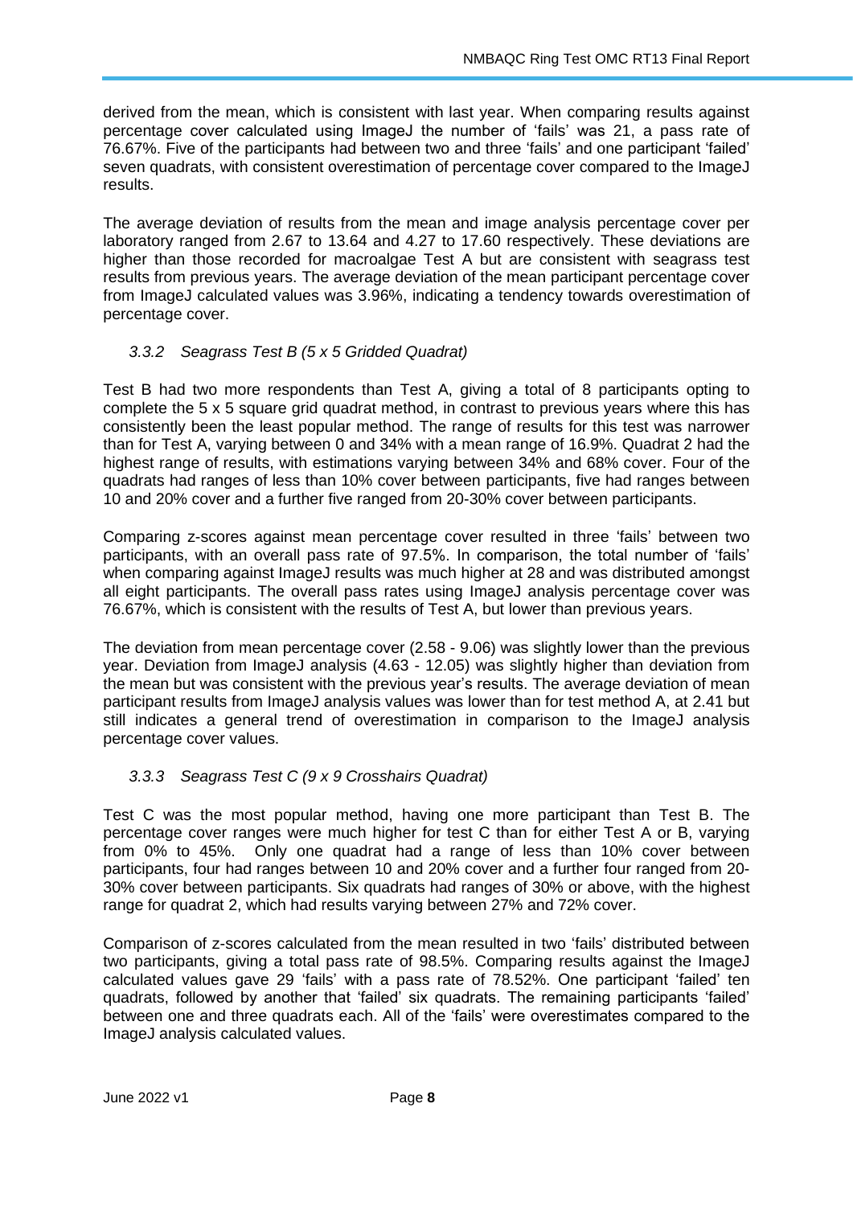derived from the mean, which is consistent with last year. When comparing results against percentage cover calculated using ImageJ the number of 'fails' was 21, a pass rate of 76.67%. Five of the participants had between two and three 'fails' and one participant 'failed' seven quadrats, with consistent overestimation of percentage cover compared to the ImageJ results.

The average deviation of results from the mean and image analysis percentage cover per laboratory ranged from 2.67 to 13.64 and 4.27 to 17.60 respectively. These deviations are higher than those recorded for macroalgae Test A but are consistent with seagrass test results from previous years. The average deviation of the mean participant percentage cover from ImageJ calculated values was 3.96%, indicating a tendency towards overestimation of percentage cover.

### *3.3.2 Seagrass Test B (5 x 5 Gridded Quadrat)*

Test B had two more respondents than Test A, giving a total of 8 participants opting to complete the 5 x 5 square grid quadrat method, in contrast to previous years where this has consistently been the least popular method. The range of results for this test was narrower than for Test A, varying between 0 and 34% with a mean range of 16.9%. Quadrat 2 had the highest range of results, with estimations varying between 34% and 68% cover. Four of the quadrats had ranges of less than 10% cover between participants, five had ranges between 10 and 20% cover and a further five ranged from 20-30% cover between participants.

Comparing z-scores against mean percentage cover resulted in three 'fails' between two participants, with an overall pass rate of 97.5%. In comparison, the total number of 'fails' when comparing against ImageJ results was much higher at 28 and was distributed amongst all eight participants. The overall pass rates using ImageJ analysis percentage cover was 76.67%, which is consistent with the results of Test A, but lower than previous years.

The deviation from mean percentage cover (2.58 - 9.06) was slightly lower than the previous year. Deviation from ImageJ analysis (4.63 - 12.05) was slightly higher than deviation from the mean but was consistent with the previous year's results. The average deviation of mean participant results from ImageJ analysis values was lower than for test method A, at 2.41 but still indicates a general trend of overestimation in comparison to the ImageJ analysis percentage cover values.

### *3.3.3 Seagrass Test C (9 x 9 Crosshairs Quadrat)*

Test C was the most popular method, having one more participant than Test B. The percentage cover ranges were much higher for test C than for either Test A or B, varying from 0% to 45%. Only one quadrat had a range of less than 10% cover between participants, four had ranges between 10 and 20% cover and a further four ranged from 20-30% cover between participants. Six quadrats had ranges of 30% or above, with the highest range for quadrat 2, which had results varying between 27% and 72% cover.

Comparison of z-scores calculated from the mean resulted in two 'fails' distributed between two participants, giving a total pass rate of 98.5%. Comparing results against the ImageJ calculated values gave 29 'fails' with a pass rate of 78.52%. One participant 'failed' ten quadrats, followed by another that 'failed' six quadrats. The remaining participants 'failed' between one and three quadrats each. All of the 'fails' were overestimates compared to the ImageJ analysis calculated values.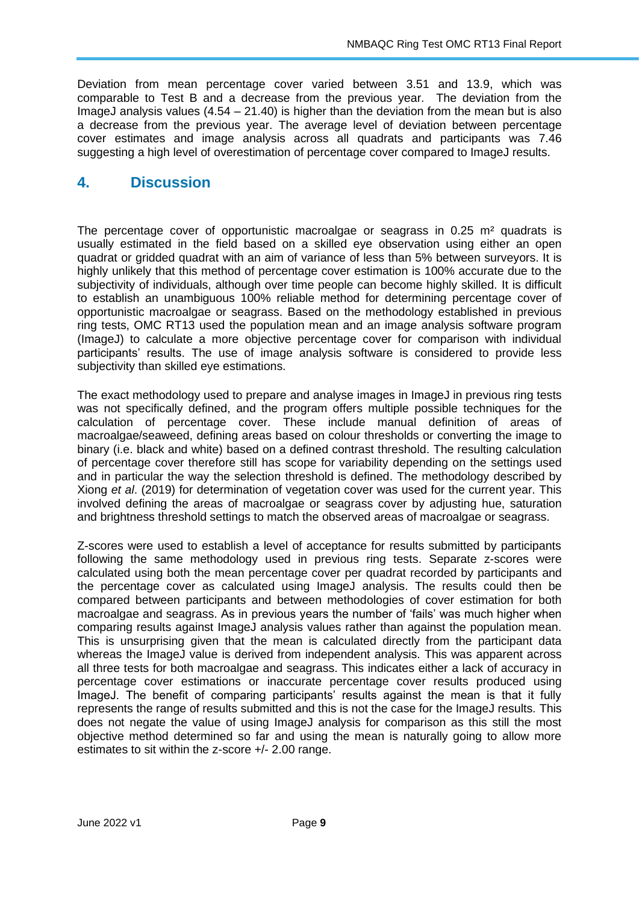Deviation from mean percentage cover varied between 3.51 and 13.9, which was comparable to Test B and a decrease from the previous year. The deviation from the ImageJ analysis values (4.54 – 21.40) is higher than the deviation from the mean but is also a decrease from the previous year. The average level of deviation between percentage cover estimates and image analysis across all quadrats and participants was 7.46 suggesting a high level of overestimation of percentage cover compared to ImageJ results.

## 4. Discussion

The percentage cover of opportunistic macroalgae or seagrass in 0.25 $m^2$ quadrats is usually estimated in the field based on a skilled eye observation using either an open quadrat or gridded quadrat with an aim of variance of less than 5% between surveyors. It is highly unlikely that this method of percentage cover estimation is 100% accurate due to the subjectivity of individuals, although over time people can become highly skilled. It is difficult to establish an unambiguous 100% reliable method for determining percentage cover of opportunistic macroalgae or seagrass. Based on the methodology established in previous ring tests, OMC RT13 used the population mean and an image analysis software program (ImageJ) to calculate a more objective percentage cover for comparison with individual participants' results. The use of image analysis software is considered to provide less subjectivity than skilled eye estimations.

The exact methodology used to prepare and analyse images in ImageJ in previous ring tests was not specifically defined, and the program offers multiple possible techniques for the calculation of percentage cover. These include manual definition of areas of macroalgae/seaweed, defining areas based on colour thresholds or converting the image to binary (i.e. black and white) based on a defined contrast threshold. The resulting calculation of percentage cover therefore still has scope for variability depending on the settings used and in particular the way the selection threshold is defined. The methodology described by Xiong *et al*. (2019) for determination of vegetation cover was used for the current year. This involved defining the areas of macroalgae or seagrass cover by adjusting hue, saturation and brightness threshold settings to match the observed areas of macroalgae or seagrass.

Z-scores were used to establish a level of acceptance for results submitted by participants following the same methodology used in previous ring tests. Separate z-scores were calculated using both the mean percentage cover per quadrat recorded by participants and the percentage cover as calculated using ImageJ analysis. The results could then be compared between participants and between methodologies of cover estimation for both macroalgae and seagrass. As in previous years the number of 'fails' was much higher when comparing results against ImageJ analysis values rather than against the population mean. This is unsurprising given that the mean is calculated directly from the participant data whereas the ImageJ value is derived from independent analysis. This was apparent across all three tests for both macroalgae and seagrass. This indicates either a lack of accuracy in percentage cover estimations or inaccurate percentage cover results produced using ImageJ. The benefit of comparing participants' results against the mean is that it fully represents the range of results submitted and this is not the case for the ImageJ results. This does not negate the value of using ImageJ analysis for comparison as this still the most objective method determined so far and using the mean is naturally going to allow more estimates to sit within the z-score +/- 2.00 range.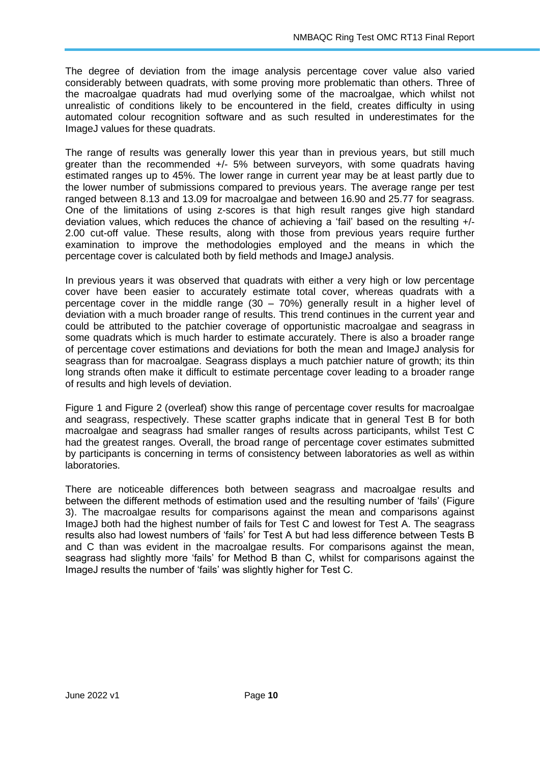The degree of deviation from the image analysis percentage cover value also varied considerably between quadrats, with some proving more problematic than others. Three of the macroalgae quadrats had mud overlying some of the macroalgae, which whilst not unrealistic of conditions likely to be encountered in the field, creates difficulty in using automated colour recognition software and as such resulted in underestimates for the ImageJ values for these quadrats.

The range of results was generally lower this year than in previous years, but still much greater than the recommended +/- 5% between surveyors, with some quadrats having estimated ranges up to 45%. The lower range in current year may be at least partly due to the lower number of submissions compared to previous years. The average range per test ranged between 8.13 and 13.09 for macroalgae and between 16.90 and 25.77 for seagrass. One of the limitations of using z-scores is that high result ranges give high standard deviation values, which reduces the chance of achieving a 'fail' based on the resulting +/- 2.00 cut-off value. These results, along with those from previous years require further examination to improve the methodologies employed and the means in which the percentage cover is calculated both by field methods and ImageJ analysis.

In previous years it was observed that quadrats with either a very high or low percentage cover have been easier to accurately estimate total cover, whereas quadrats with a percentage cover in the middle range (30 – 70%) generally result in a higher level of deviation with a much broader range of results. This trend continues in the current year and could be attributed to the patchier coverage of opportunistic macroalgae and seagrass in some quadrats which is much harder to estimate accurately. There is also a broader range of percentage cover estimations and deviations for both the mean and ImageJ analysis for seagrass than for macroalgae. Seagrass displays a much patchier nature of growth; its thin long strands often make it difficult to estimate percentage cover leading to a broader range of results and high levels of deviation.

Figure 1 and Figure 2 (overleaf) show this range of percentage cover results for macroalgae and seagrass, respectively. These scatter graphs indicate that in general Test B for both macroalgae and seagrass had smaller ranges of results across participants, whilst Test C had the greatest ranges. Overall, the broad range of percentage cover estimates submitted by participants is concerning in terms of consistency between laboratories as well as within laboratories.

There are noticeable differences both between seagrass and macroalgae results and between the different methods of estimation used and the resulting number of 'fails' (Figure 3). The macroalgae results for comparisons against the mean and comparisons against ImageJ both had the highest number of fails for Test C and lowest for Test A. The seagrass results also had lowest numbers of 'fails' for Test A but had less difference between Tests B and C than was evident in the macroalgae results. For comparisons against the mean, seagrass had slightly more 'fails' for Method B than C, whilst for comparisons against the ImageJ results the number of 'fails' was slightly higher for Test C.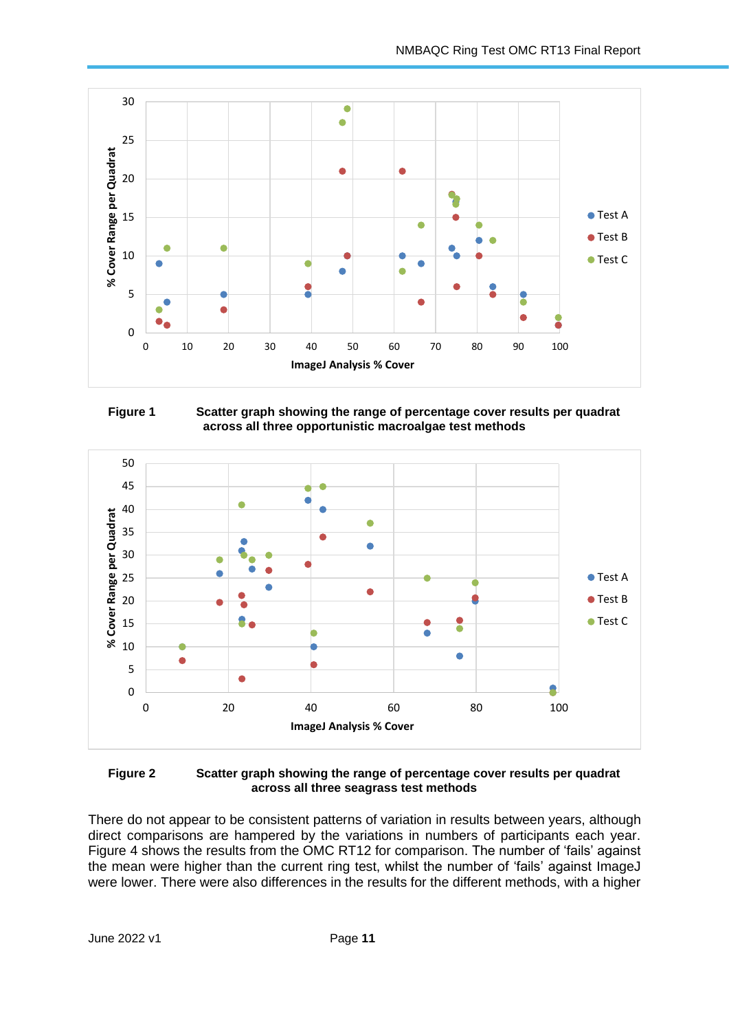**Figure 1** Scatter graph showing the range of percentage cover results per quadrat across all three opportunistic macroalgae test methods

**Figure 2** Scatter graph showing the range of percentage cover results per quadrat across all three seagrass test methods

There do not appear to be consistent patterns of variation in results between years, although direct comparisons are hampered by the variations in numbers of participants each year. Figure 4 shows the results from the OMC RT12 for comparison. The number of 'fails' against the mean were higher than the current ring test, whilst the number of 'fails' against ImageJ were lower. There were also differences in the results for the different methods, with a higher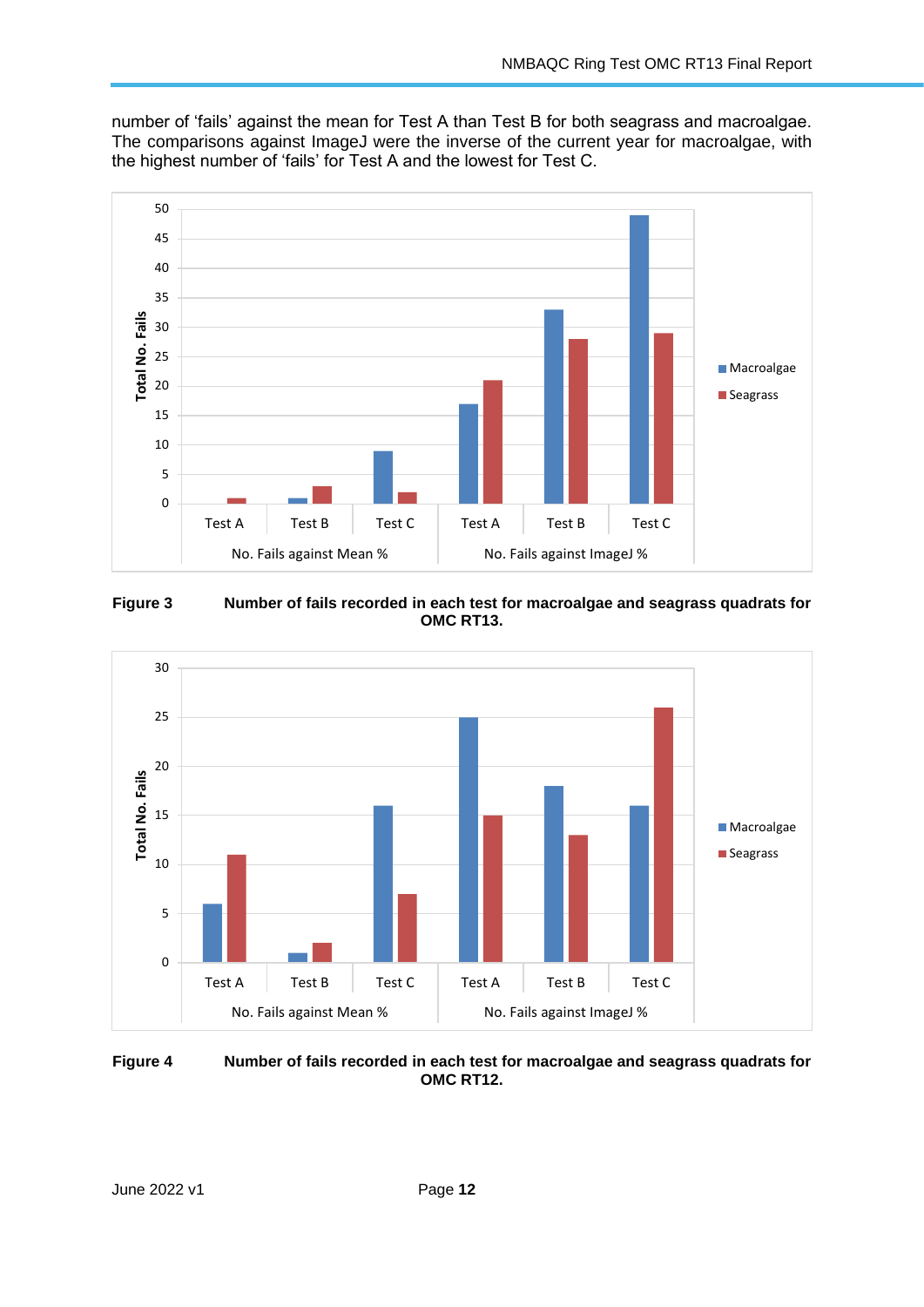number of 'fails' against the mean for Test A than Test B for both seagrass and macroalgae. The comparisons against ImageJ were the inverse of the current year for macroalgae, with the highest number of 'fails' for Test A and the lowest for Test C.

**Figure 3** Number of fails recorded in each test for macroalgae and seagrass quadrats for OMC RT13.

**Figure 4** Number of fails recorded in each test for macroalgae and seagrass quadrats for OMC RT12.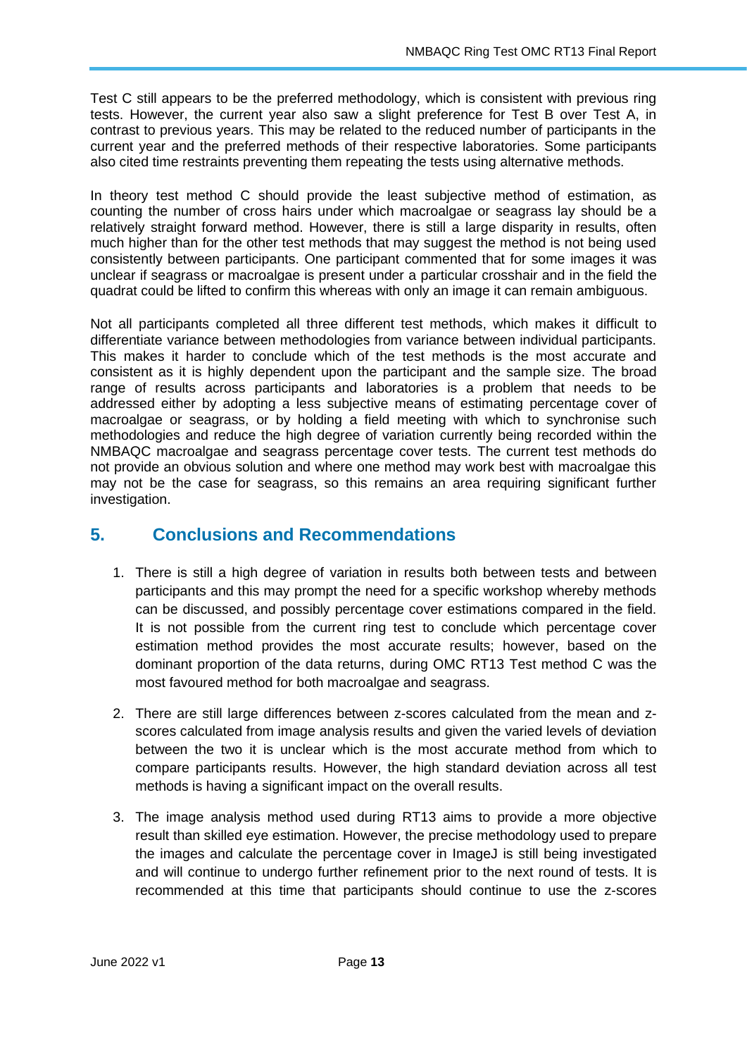Test C still appears to be the preferred methodology, which is consistent with previous ring tests. However, the current year also saw a slight preference for Test B over Test A, in contrast to previous years. This may be related to the reduced number of participants in the current year and the preferred methods of their respective laboratories. Some participants also cited time restraints preventing them repeating the tests using alternative methods.

In theory test method C should provide the least subjective method of estimation, as counting the number of cross hairs under which macroalgae or seagrass lay should be a relatively straight forward method. However, there is still a large disparity in results, often much higher than for the other test methods that may suggest the method is not being used consistently between participants. One participant commented that for some images it was unclear if seagrass or macroalgae is present under a particular crosshair and in the field the quadrat could be lifted to confirm this whereas with only an image it can remain ambiguous.

Not all participants completed all three different test methods, which makes it difficult to differentiate variance between methodologies from variance between individual participants. This makes it harder to conclude which of the test methods is the most accurate and consistent as it is highly dependent upon the participant and the sample size. The broad range of results across participants and laboratories is a problem that needs to be addressed either by adopting a less subjective means of estimating percentage cover of macroalgae or seagrass, or by holding a field meeting with which to synchronise such methodologies and reduce the high degree of variation currently being recorded within the NMBAQC macroalgae and seagrass percentage cover tests. The current test methods do not provide an obvious solution and where one method may work best with macroalgae this may not be the case for seagrass, so this remains an area requiring significant further investigation.

## 5. Conclusions and Recommendations

1. There is still a high degree of variation in results both between tests and between participants and this may prompt the need for a specific workshop whereby methods can be discussed, and possibly percentage cover estimations compared in the field. It is not possible from the current ring test to conclude which percentage cover estimation method provides the most accurate results; however, based on the dominant proportion of the data returns, during OMC RT13 Test method C was the most favoured method for both macroalgae and seagrass.

2. There are still large differences between z-scores calculated from the mean and z-scores calculated from image analysis results and given the varied levels of deviation between the two it is unclear which is the most accurate method from which to compare participants results. However, the high standard deviation across all test methods is having a significant impact on the overall results.

3. The image analysis method used during RT13 aims to provide a more objective result than skilled eye estimation. However, the precise methodology used to prepare the images and calculate the percentage cover in ImageJ is still being investigated and will continue to undergo further refinement prior to the next round of tests. It is recommended at this time that participants should continue to use the z-scores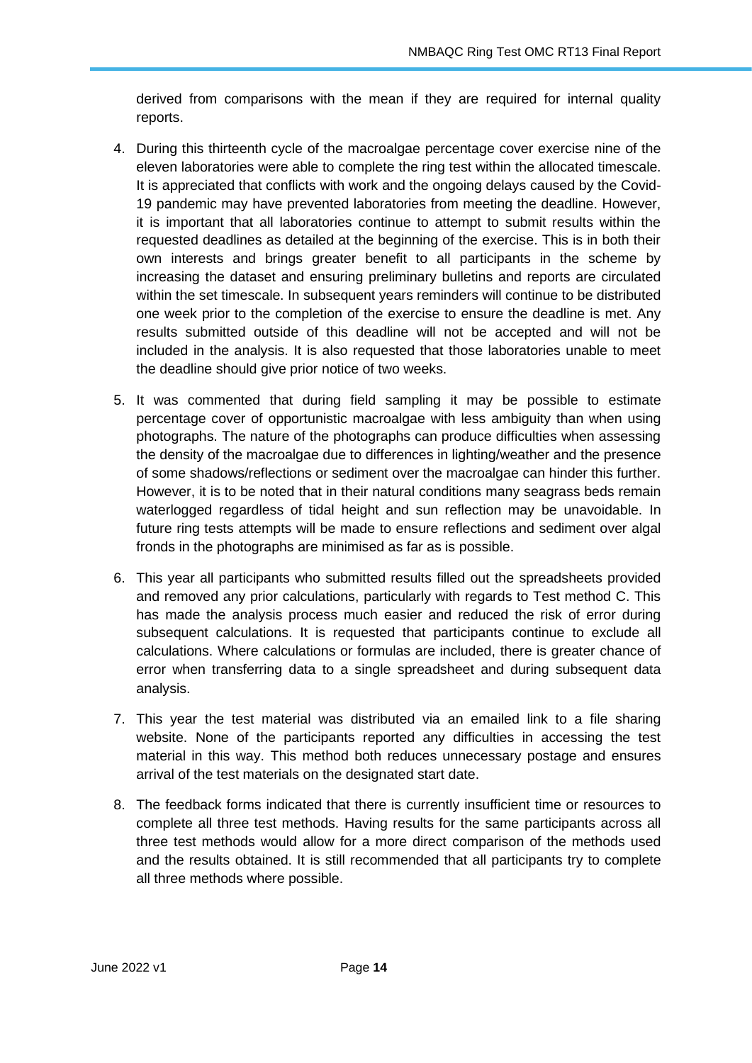derived from comparisons with the mean if they are required for internal quality reports.

4. During this thirteenth cycle of the macroalgae percentage cover exercise nine of the eleven laboratories were able to complete the ring test within the allocated timescale. It is appreciated that conflicts with work and the ongoing delays caused by the Covid-19 pandemic may have prevented laboratories from meeting the deadline. However, it is important that all laboratories continue to attempt to submit results within the requested deadlines as detailed at the beginning of the exercise. This is in both their own interests and brings greater benefit to all participants in the scheme by increasing the dataset and ensuring preliminary bulletins and reports are circulated within the set timescale. In subsequent years reminders will continue to be distributed one week prior to the completion of the exercise to ensure the deadline is met. Any results submitted outside of this deadline will not be accepted and will not be included in the analysis. It is also requested that those laboratories unable to meet the deadline should give prior notice of two weeks.

5. It was commented that during field sampling it may be possible to estimate percentage cover of opportunistic macroalgae with less ambiguity than when using photographs. The nature of the photographs can produce difficulties when assessing the density of the macroalgae due to differences in lighting/weather and the presence of some shadows/reflections or sediment over the macroalgae can hinder this further. However, it is to be noted that in their natural conditions many seagrass beds remain waterlogged regardless of tidal height and sun reflection may be unavoidable. In future ring tests attempts will be made to ensure reflections and sediment over algal fronds in the photographs are minimised as far as is possible.

6. This year all participants who submitted results filled out the spreadsheets provided and removed any prior calculations, particularly with regards to Test method C. This has made the analysis process much easier and reduced the risk of error during subsequent calculations. It is requested that participants continue to exclude all calculations. Where calculations or formulas are included, there is greater chance of error when transferring data to a single spreadsheet and during subsequent data analysis.

7. This year the test material was distributed via an emailed link to a file sharing website. None of the participants reported any difficulties in accessing the test material in this way. This method both reduces unnecessary postage and ensures arrival of the test materials on the designated start date.

8. The feedback forms indicated that there is currently insufficient time or resources to complete all three test methods. Having results for the same participants across all three test methods would allow for a more direct comparison of the methods used and the results obtained. It is still recommended that all participants try to complete all three methods where possible.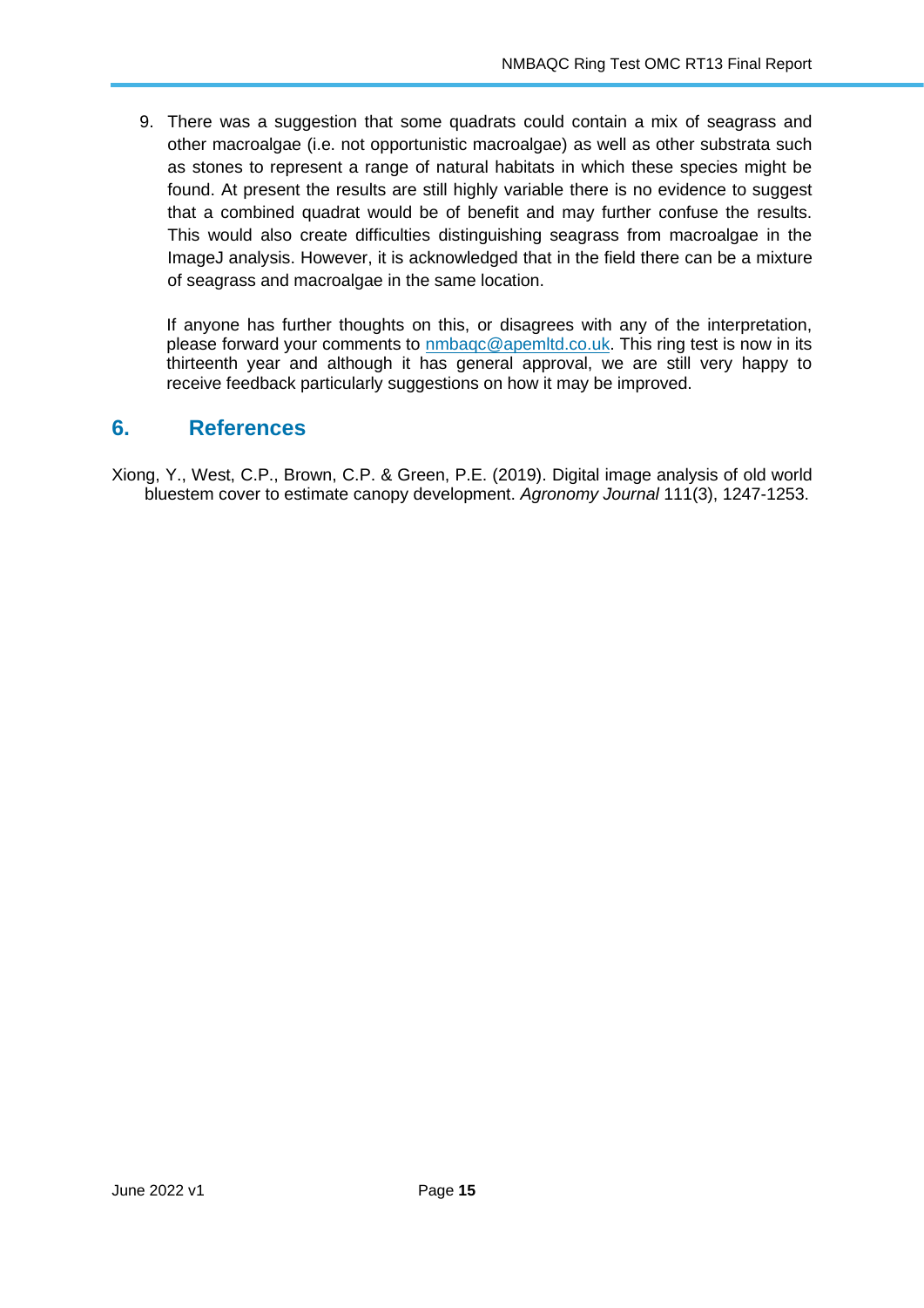9. There was a suggestion that some quadrats could contain a mix of seagrass and other macroalgae (i.e. not opportunistic macroalgae) as well as other substrata such as stones to represent a range of natural habitats in which these species might be found. At present the results are still highly variable there is no evidence to suggest that a combined quadrat would be of benefit and may further confuse the results. This would also create difficulties distinguishing seagrass from macroalgae in the ImageJ analysis. However, it is acknowledged that in the field there can be a mixture of seagrass and macroalgae in the same location.

   If anyone has further thoughts on this, or disagrees with any of the interpretation, please forward your comments to [nmbaqc@apemltd.co.uk](mailto:nmbaqc@apemltd.co.uk). This ring test is now in its thirteenth year and although it has general approval, we are still very happy to receive feedback particularly suggestions on how it may be improved.

## 6. References

Xiong, Y., West, C.P., Brown, C.P. & Green, P.E. (2019). Digital image analysis of old world bluestem cover to estimate canopy development. *Agronomy Journal* 111(3), 1247-1253.